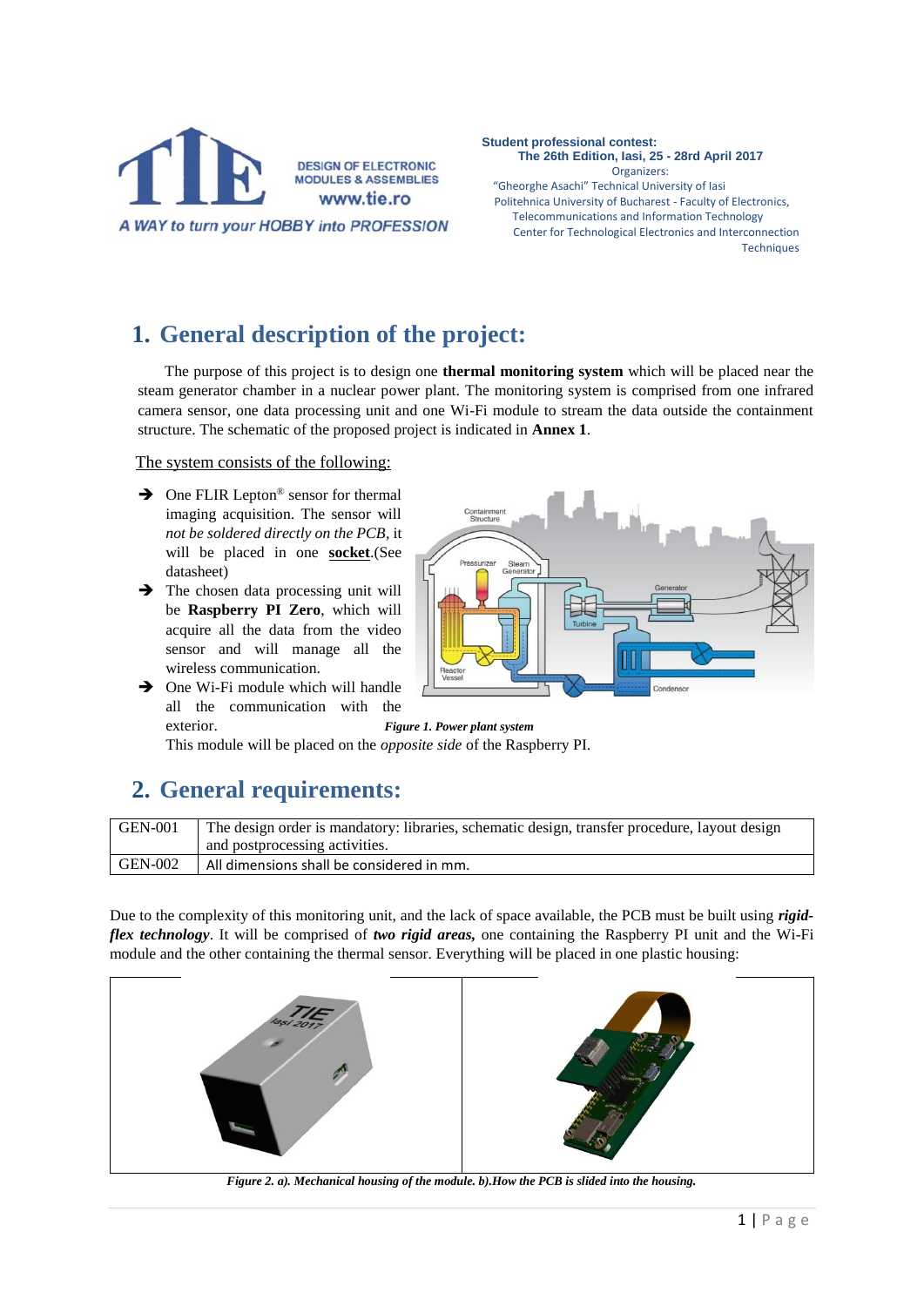**DESIGN OF ELECTRONIC MODULES & ASSEMBLIES**
**www.tie.ro**
*A WAY to turn your HOBBY into PROFESSION*

**Student professional contest:**
**The 26th Edition, Iasi, 25 - 28rd April 2017**
Organizers:
"Gheorghe Asachi" Technical University of Iasi
Politehnica University of Bucharest - Faculty of Electronics, Telecommunications and Information Technology
Center for Technological Electronics and Interconnection Techniques

# 1. General description of the project:

The purpose of this project is to design one **thermal monitoring system** which will be placed near the steam generator chamber in a nuclear power plant. The monitoring system is comprised from one infrared camera sensor, one data processing unit and one Wi-Fi module to stream the data outside the containment structure. The schematic of the proposed project is indicated in **Annex 1**.

The system consists of the following:

- One FLIR Lepton® sensor for thermal imaging acquisition. The sensor will *not be soldered directly on the PCB*, it will be placed in one **socket**.(See datasheet)
- The chosen data processing unit will be **Raspberry PI Zero**, which will acquire all the data from the video sensor and will manage all the wireless communication.
- One Wi-Fi module which will handle all the communication with the exterior. This module will be placed on the *opposite side* of the Raspberry PI.

***Figure 1. Power plant system***

# 2. General requirements:

| | |
|---|---|
| GEN-001 | The design order is mandatory: libraries, schematic design, transfer procedure, layout design and postprocessing activities. |
| GEN-002 | All dimensions shall be considered in mm. |

Due to the complexity of this monitoring unit, and the lack of space available, the PCB must be built using ***rigid-flex technology***. It will be comprised of ***two rigid areas,*** one containing the Raspberry PI unit and the Wi-Fi module and the other containing the thermal sensor. Everything will be placed in one plastic housing:

***Figure 2. a). Mechanical housing of the module. b).How the PCB is slided into the housing.***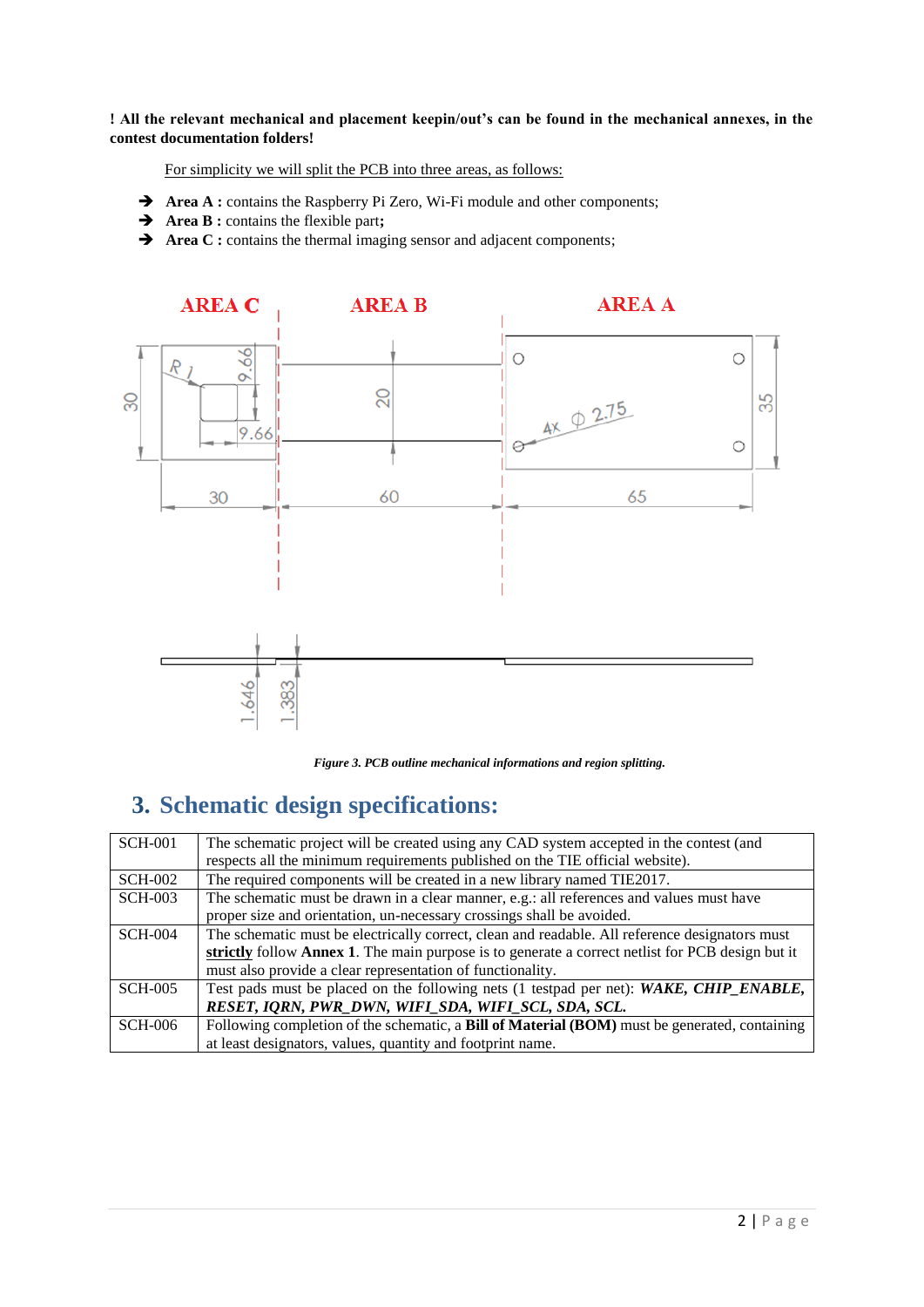**! All the relevant mechanical and placement keepin/out's can be found in the mechanical annexes, in the contest documentation folders!**

For simplicity we will split the PCB into three areas, as follows:

- **Area A :** contains the Raspberry Pi Zero, Wi-Fi module and other components;
- **Area B :** contains the flexible part**;**
- **Area C :** contains the thermal imaging sensor and adjacent components;

*Figure 3. PCB outline mechanical informations and region splitting.*

## 3. Schematic design specifications:

| | |
|---|---|
| SCH-001 | The schematic project will be created using any CAD system accepted in the contest (and respects all the minimum requirements published on the TIE official website). |
| SCH-002 | The required components will be created in a new library named TIE2017. |
| SCH-003 | The schematic must be drawn in a clear manner, e.g.: all references and values must have proper size and orientation, un-necessary crossings shall be avoided. |
| SCH-004 | The schematic must be electrically correct, clean and readable. All reference designators must **strictly** follow **Annex 1**. The main purpose is to generate a correct netlist for PCB design but it must also provide a clear representation of functionality. |
| SCH-005 | Test pads must be placed on the following nets (1 testpad per net): ***WAKE, CHIP_ENABLE, RESET, IQRN, PWR_DWN, WIFI_SDA, WIFI_SCL, SDA, SCL.*** |
| SCH-006 | Following completion of the schematic, a **Bill of Material (BOM)** must be generated, containing at least designators, values, quantity and footprint name. |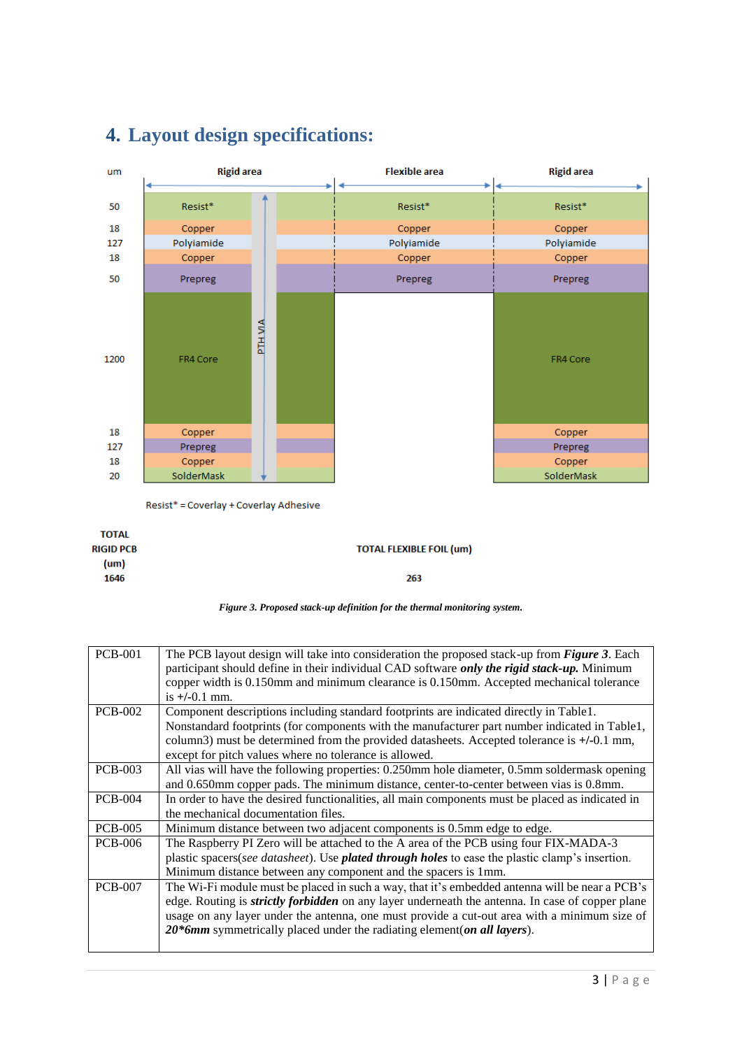## 4. Layout design specifications:

| um | Rigid area | Flexible area | Rigid area |
|---|---|---|---|
| 50 | Resist* | Resist* | Resist* |
| 18 | Copper | Copper | Copper |
| 127 | Polyiamide | Polyiamide | Polyiamide |
| 18 | Copper | Copper | Copper |
| 50 | Prepreg | Prepreg | Prepreg |
| 1200 | FR4 Core | | FR4 Core |
| 18 | Copper | | Copper |
| 127 | Prepreg | | Prepreg |
| 18 | Copper | | Copper |
| 20 | SolderMask | | SolderMask |

PTH VIA

Resist* = Coverlay + Coverlay Adhesive

**TOTAL RIGID PCB (um)** 1646

**TOTAL FLEXIBLE FOIL (um)** 263

***Figure 3. Proposed stack-up definition for the thermal monitoring system.***

| | |
|---|---|
| PCB-001 | The PCB layout design will take into consideration the proposed stack-up from ***Figure 3***. Each participant should define in their individual CAD software ***only the rigid stack-up.*** Minimum copper width is 0.150mm and minimum clearance is 0.150mm. Accepted mechanical tolerance is +/-0.1 mm. |
| PCB-002 | Component descriptions including standard footprints are indicated directly in Table1. Nonstandard footprints (for components with the manufacturer part number indicated in Table1, column3) must be determined from the provided datasheets. Accepted tolerance is +/-0.1 mm, except for pitch values where no tolerance is allowed. |
| PCB-003 | All vias will have the following properties: 0.250mm hole diameter, 0.5mm soldermask opening and 0.650mm copper pads. The minimum distance, center-to-center between vias is 0.8mm. |
| PCB-004 | In order to have the desired functionalities, all main components must be placed as indicated in the mechanical documentation files. |
| PCB-005 | Minimum distance between two adjacent components is 0.5mm edge to edge. |
| PCB-006 | The Raspberry PI Zero will be attached to the A area of the PCB using four FIX-MADA-3 plastic spacers(*see datasheet*). Use ***plated through holes*** to ease the plastic clamp's insertion. Minimum distance between any component and the spacers is 1mm. |
| PCB-007 | The Wi-Fi module must be placed in such a way, that it's embedded antenna will be near a PCB's edge. Routing is ***strictly forbidden*** on any layer underneath the antenna. In case of copper plane usage on any layer under the antenna, one must provide a cut-out area with a minimum size of ***20*6mm*** symmetrically placed under the radiating element(***on all layers***). |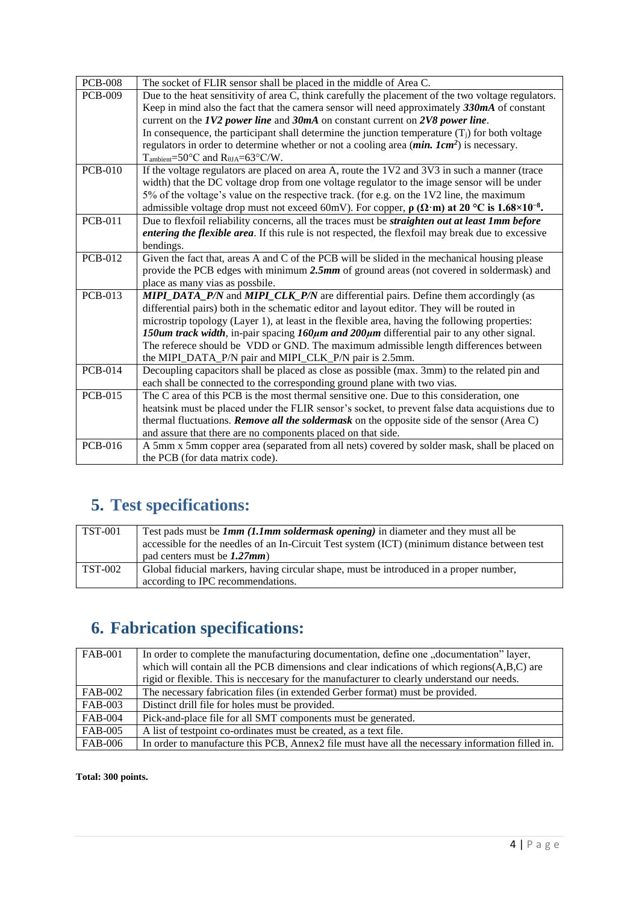| | |
|---|---|
| PCB-008 | The socket of FLIR sensor shall be placed in the middle of Area C. |
| PCB-009 | Due to the heat sensitivity of area C, think carefully the placement of the two voltage regulators. Keep in mind also the fact that the camera sensor will need approximately ***330mA*** of constant current on the ***1V2 power line*** and ***30mA*** on constant current on ***2V8 power line***. In consequence, the participant shall determine the junction temperature ($T_j$) for both voltage regulators in order to determine whether or not a cooling area (***min. 1cm²***) is necessary. $T_{ambient}$=50°C and $R_{\theta JA}$=63°C/W. |
| PCB-010 | If the voltage regulators are placed on area A, route the 1V2 and 3V3 in such a manner (trace width) that the DC voltage drop from one voltage regulator to the image sensor will be under 5% of the voltage's value on the respective track. (for e.g. on the 1V2 line, the maximum admissible voltage drop must not exceed 60mV). For copper, **ρ (Ω·m) at 20 °C is $1.68\times10^{-8}$.** |
| PCB-011 | Due to flexfoil reliability concerns, all the traces must be ***straighten out at least 1mm before entering the flexible area***. If this rule is not respected, the flexfoil may break due to excessive bendings. |
| PCB-012 | Given the fact that, areas A and C of the PCB will be slided in the mechanical housing please provide the PCB edges with minimum ***2.5mm*** of ground areas (not covered in soldermask) and place as many vias as possbile. |
| PCB-013 | ***MIPI_DATA_P/N*** and ***MIPI_CLK_P/N*** are differential pairs. Define them accordingly (as differential pairs) both in the schematic editor and layout editor. They will be routed in microstrip topology (Layer 1), at least in the flexible area, having the following properties: ***150um track width***, in-pair spacing ***160µm and 200µm*** differential pair to any other signal. The referece should be VDD or GND. The maximum admissible length differences between the MIPI_DATA_P/N pair and MIPI_CLK_P/N pair is 2.5mm. |
| PCB-014 | Decoupling capacitors shall be placed as close as possible (max. 3mm) to the related pin and each shall be connected to the corresponding ground plane with two vias. |
| PCB-015 | The C area of this PCB is the most thermal sensitive one. Due to this consideration, one heatsink must be placed under the FLIR sensor's socket, to prevent false data acquistions due to thermal fluctuations. ***Remove all the soldermask*** on the opposite side of the sensor (Area C) and assure that there are no components placed on that side. |
| PCB-016 | A 5mm x 5mm copper area (separated from all nets) covered by solder mask, shall be placed on the PCB (for data matrix code). |

## 5. Test specifications:

| | |
|---|---|
| TST-001 | Test pads must be ***1mm (1.1mm soldermask opening)*** in diameter and they must all be accessible for the needles of an In-Circuit Test system (ICT) (minimum distance between test pad centers must be ***1.27mm***) |
| TST-002 | Global fiducial markers, having circular shape, must be introduced in a proper number, according to IPC recommendations. |

## 6. Fabrication specifications:

| | |
|---|---|
| FAB-001 | In order to complete the manufacturing documentation, define one „documentation" layer, which will contain all the PCB dimensions and clear indications of which regions(A,B,C) are rigid or flexible. This is neccesary for the manufacturer to clearly understand our needs. |
| FAB-002 | The necessary fabrication files (in extended Gerber format) must be provided. |
| FAB-003 | Distinct drill file for holes must be provided. |
| FAB-004 | Pick-and-place file for all SMT components must be generated. |
| FAB-005 | A list of testpoint co-ordinates must be created, as a text file. |
| FAB-006 | In order to manufacture this PCB, Annex2 file must have all the necessary information filled in. |

**Total: 300 points.**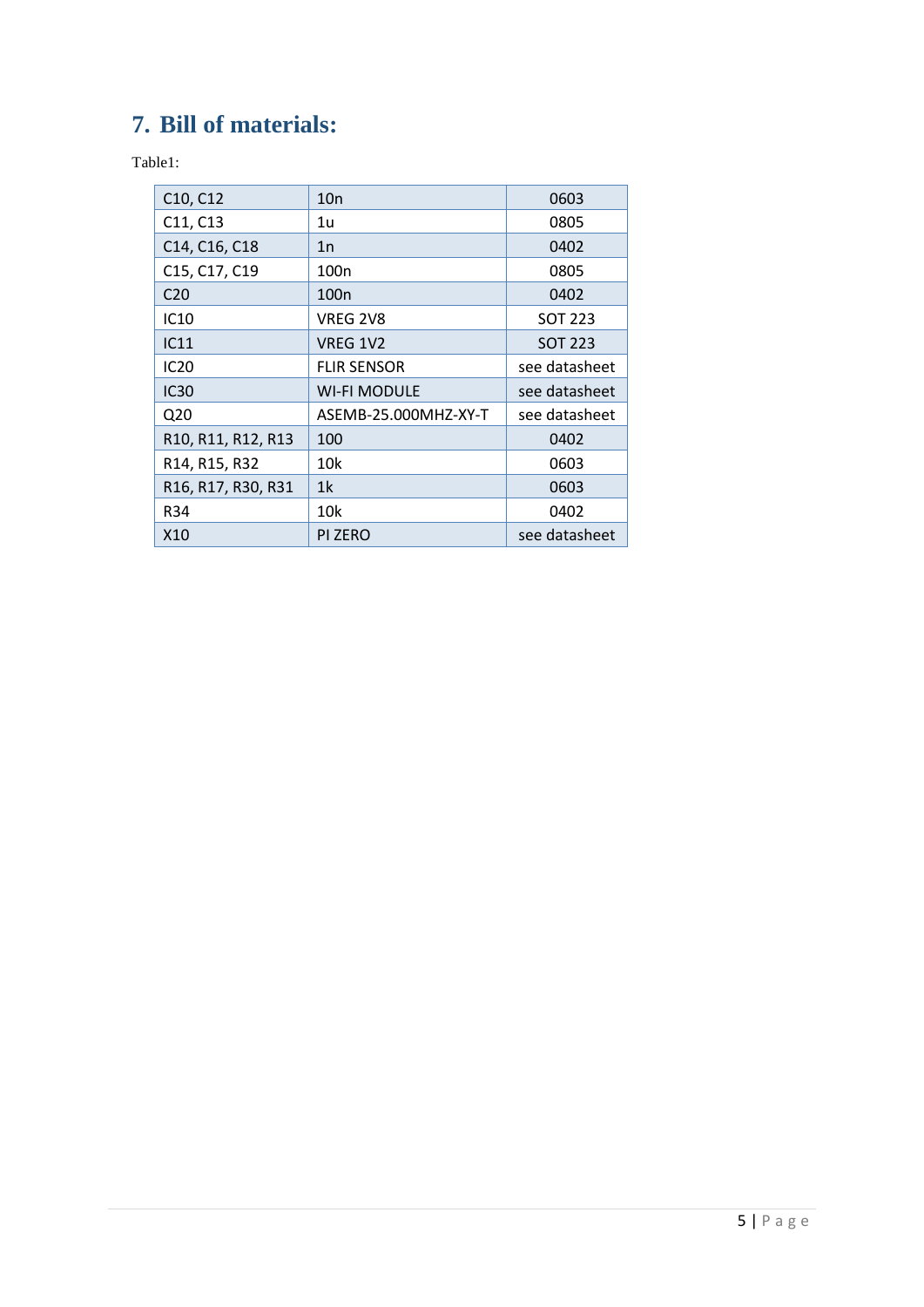## 7. Bill of materials:

Table1:

| | | |
|---|---|---|
| C10, C12 | 10n | 0603 |
| C11, C13 | 1u | 0805 |
| C14, C16, C18 | 1n | 0402 |
| C15, C17, C19 | 100n | 0805 |
| C20 | 100n | 0402 |
| IC10 | VREG 2V8 | SOT 223 |
| IC11 | VREG 1V2 | SOT 223 |
| IC20 | FLIR SENSOR | see datasheet |
| IC30 | WI-FI MODULE | see datasheet |
| Q20 | ASEMB-25.000MHZ-XY-T | see datasheet |
| R10, R11, R12, R13 | 100 | 0402 |
| R14, R15, R32 | 10k | 0603 |
| R16, R17, R30, R31 | 1k | 0603 |
| R34 | 10k | 0402 |
| X10 | PI ZERO | see datasheet |